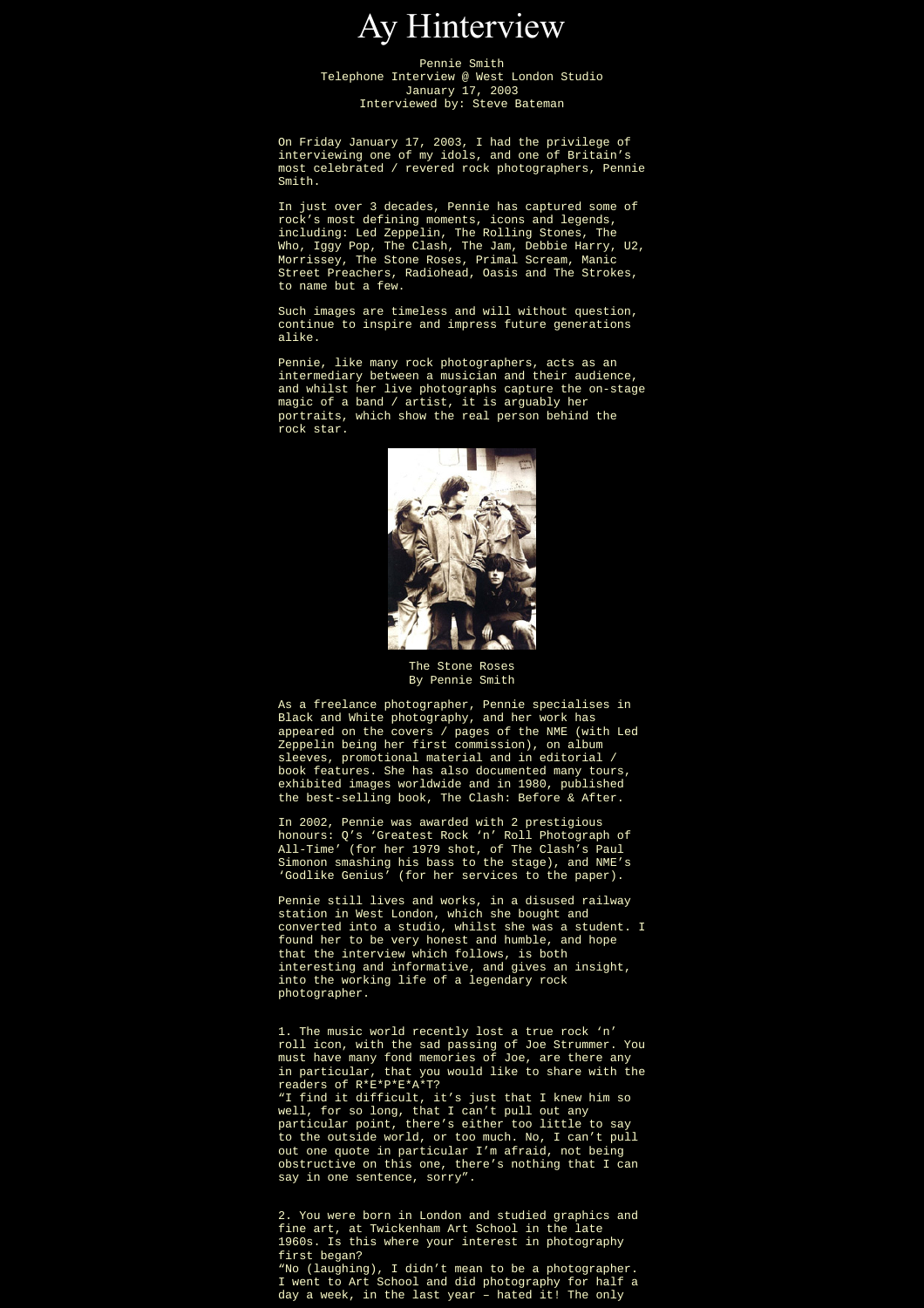# Ay Hinterview

Pennie Smith
Telephone Interview @ West London Studio
January 17, 2003
Interviewed by: Steve Bateman

On Friday January 17, 2003, I had the privilege of interviewing one of my idols, and one of Britain's most celebrated / revered rock photographers, Pennie Smith.

In just over 3 decades, Pennie has captured some of rock's most defining moments, icons and legends, including: Led Zeppelin, The Rolling Stones, The Who, Iggy Pop, The Clash, The Jam, Debbie Harry, U2, Morrissey, The Stone Roses, Primal Scream, Manic Street Preachers, Radiohead, Oasis and The Strokes, to name but a few.

Such images are timeless and will without question, continue to inspire and impress future generations alike.

Pennie, like many rock photographers, acts as an intermediary between a musician and their audience, and whilst her live photographs capture the on-stage magic of a band / artist, it is arguably her portraits, which show the real person behind the rock star.

The Stone Roses
By Pennie Smith

As a freelance photographer, Pennie specialises in Black and White photography, and her work has appeared on the covers / pages of the NME (with Led Zeppelin being her first commission), on album sleeves, promotional material and in editorial / book features. She has also documented many tours, exhibited images worldwide and in 1980, published the best-selling book, The Clash: Before & After.

In 2002, Pennie was awarded with 2 prestigious honours: Q's 'Greatest Rock 'n' Roll Photograph of All-Time' (for her 1979 shot, of The Clash's Paul Simonon smashing his bass to the stage), and NME's 'Godlike Genius' (for her services to the paper).

Pennie still lives and works, in a disused railway station in West London, which she bought and converted into a studio, whilst she was a student. I found her to be very honest and humble, and hope that the interview which follows, is both interesting and informative, and gives an insight, into the working life of a legendary rock photographer.

1. The music world recently lost a true rock 'n' roll icon, with the sad passing of Joe Strummer. You must have many fond memories of Joe, are there any in particular, that you would like to share with the readers of R*E*P*E*A*T?
"I find it difficult, it's just that I knew him so well, for so long, that I can't pull out any particular point, there's either too little to say to the outside world, or too much. No, I can't pull out one quote in particular I'm afraid, not being obstructive on this one, there's nothing that I can say in one sentence, sorry".

2. You were born in London and studied graphics and fine art, at Twickenham Art School in the late 1960s. Is this where your interest in photography first began?
"No (laughing), I didn't mean to be a photographer. I went to Art School and did photography for half a day a week, in the last year – hated it! The only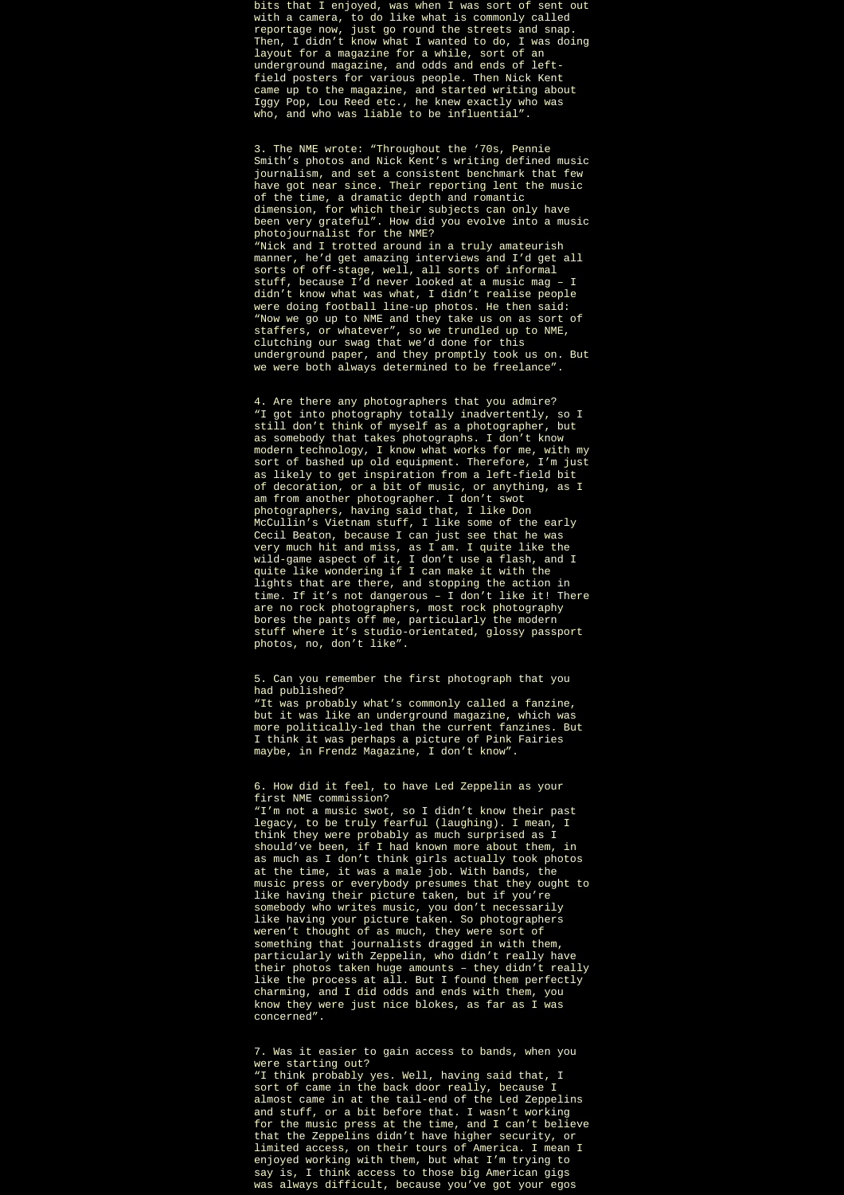bits that I enjoyed, was when I was sort of sent out with a camera, to do like what is commonly called reportage now, just go round the streets and snap. Then, I didn't know what I wanted to do, I was doing layout for a magazine for a while, sort of an underground magazine, and odds and ends of left-field posters for various people. Then Nick Kent came up to the magazine, and started writing about Iggy Pop, Lou Reed etc., he knew exactly who was who, and who was liable to be influential".

3. The NME wrote: "Throughout the '70s, Pennie Smith's photos and Nick Kent's writing defined music journalism, and set a consistent benchmark that few have got near since. Their reporting lent the music of the time, a dramatic depth and romantic dimension, for which their subjects can only have been very grateful". How did you evolve into a music photojournalist for the NME?
"Nick and I trotted around in a truly amateurish manner, he'd get amazing interviews and I'd get all sorts of off-stage, well, all sorts of informal stuff, because I'd never looked at a music mag – I didn't know what was what, I didn't realise people were doing football line-up photos. He then said: "Now we go up to NME and they take us on as sort of staffers, or whatever", so we trundled up to NME, clutching our swag that we'd done for this underground paper, and they promptly took us on. But we were both always determined to be freelance".

4. Are there any photographers that you admire?
"I got into photography totally inadvertently, so I still don't think of myself as a photographer, but as somebody that takes photographs. I don't know modern technology, I know what works for me, with my sort of bashed up old equipment. Therefore, I'm just as likely to get inspiration from a left-field bit of decoration, or a bit of music, or anything, as I am from another photographer. I don't swot photographers, having said that, I like Don McCullin's Vietnam stuff, I like some of the early Cecil Beaton, because I can just see that he was very much hit and miss, as I am. I quite like the wild-game aspect of it, I don't use a flash, and I quite like wondering if I can make it with the lights that are there, and stopping the action in time. If it's not dangerous – I don't like it! There are no rock photographers, most rock photography bores the pants off me, particularly the modern stuff where it's studio-orientated, glossy passport photos, no, don't like".

5. Can you remember the first photograph that you had published?
"It was probably what's commonly called a fanzine, but it was like an underground magazine, which was more politically-led than the current fanzines. But I think it was perhaps a picture of Pink Fairies maybe, in Frendz Magazine, I don't know".

6. How did it feel, to have Led Zeppelin as your first NME commission?
"I'm not a music swot, so I didn't know their past legacy, to be truly fearful (laughing). I mean, I think they were probably as much surprised as I should've been, if I had known more about them, in as much as I don't think girls actually took photos at the time, it was a male job. With bands, the music press or everybody presumes that they ought to like having their picture taken, but if you're somebody who writes music, you don't necessarily like having your picture taken. So photographers weren't thought of as much, they were sort of something that journalists dragged in with them, particularly with Zeppelin, who didn't really have their photos taken huge amounts – they didn't really like the process at all. But I found them perfectly charming, and I did odds and ends with them, you know they were just nice blokes, as far as I was concerned".

7. Was it easier to gain access to bands, when you were starting out?
"I think probably yes. Well, having said that, I sort of came in the back door really, because I almost came in at the tail-end of the Led Zeppelins and stuff, or a bit before that. I wasn't working for the music press at the time, and I can't believe that the Zeppelins didn't have higher security, or limited access, on their tours of America. I mean I enjoyed working with them, but what I'm trying to say is, I think access to those big American gigs was always difficult, because you've got your egos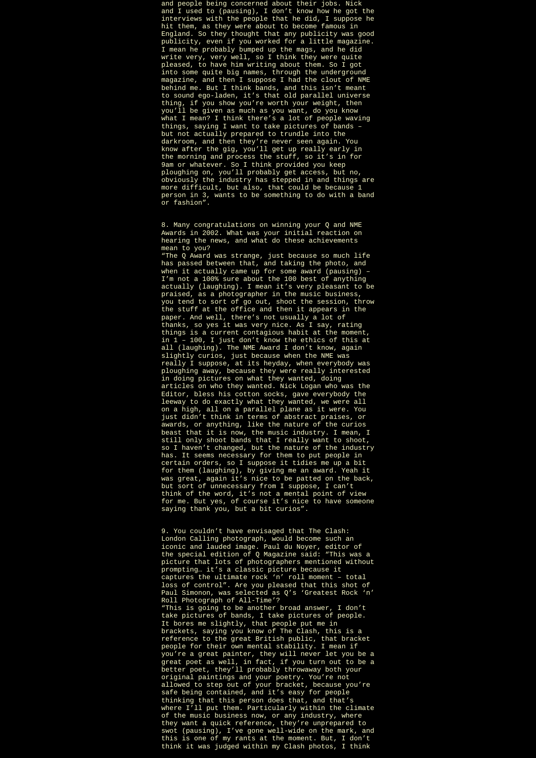and people being concerned about their jobs. Nick and I used to (pausing), I don't know how he got the interviews with the people that he did, I suppose he hit them, as they were about to become famous in England. So they thought that any publicity was good publicity, even if you worked for a little magazine. I mean he probably bumped up the mags, and he did write very, very well, so I think they were quite pleased, to have him writing about them. So I got into some quite big names, through the underground magazine, and then I suppose I had the clout of NME behind me. But I think bands, and this isn't meant to sound ego-laden, it's that old parallel universe thing, if you show you're worth your weight, then you'll be given as much as you want, do you know what I mean? I think there's a lot of people waving things, saying I want to take pictures of bands – but not actually prepared to trundle into the darkroom, and then they're never seen again. You know after the gig, you'll get up really early in the morning and process the stuff, so it's in for 9am or whatever. So I think provided you keep ploughing on, you'll probably get access, but no, obviously the industry has stepped in and things are more difficult, but also, that could be because 1 person in 3, wants to be something to do with a band or fashion".

8. Many congratulations on winning your Q and NME Awards in 2002. What was your initial reaction on hearing the news, and what do these achievements mean to you?

"The Q Award was strange, just because so much life has passed between that, and taking the photo, and when it actually came up for some award (pausing) – I'm not a 100% sure about the 100 best of anything actually (laughing). I mean it's very pleasant to be praised, as a photographer in the music business, you tend to sort of go out, shoot the session, throw the stuff at the office and then it appears in the paper. And well, there's not usually a lot of thanks, so yes it was very nice. As I say, rating things is a current contagious habit at the moment, in 1 – 100, I just don't know the ethics of this at all (laughing). The NME Award I don't know, again slightly curios, just because when the NME was really I suppose, at its heyday, when everybody was ploughing away, because they were really interested in doing pictures on what they wanted, doing articles on who they wanted. Nick Logan who was the Editor, bless his cotton socks, gave everybody the leeway to do exactly what they wanted, we were all on a high, all on a parallel plane as it were. You just didn't think in terms of abstract praises, or awards, or anything, like the nature of the curios beast that it is now, the music industry. I mean, I still only shoot bands that I really want to shoot, so I haven't changed, but the nature of the industry has. It seems necessary for them to put people in certain orders, so I suppose it tidies me up a bit for them (laughing), by giving me an award. Yeah it was great, again it's nice to be patted on the back, but sort of unnecessary from I suppose, I can't think of the word, it's not a mental point of view for me. But yes, of course it's nice to have someone saying thank you, but a bit curios".

9. You couldn't have envisaged that The Clash: London Calling photograph, would become such an iconic and lauded image. Paul du Noyer, editor of the special edition of Q Magazine said: "This was a picture that lots of photographers mentioned without prompting… it's a classic picture because it captures the ultimate rock 'n' roll moment – total loss of control". Are you pleased that this shot of Paul Simonon, was selected as Q's 'Greatest Rock 'n' Roll Photograph of All-Time'?

"This is going to be another broad answer, I don't take pictures of bands, I take pictures of people. It bores me slightly, that people put me in brackets, saying you know of The Clash, this is a reference to the great British public, that bracket people for their own mental stability. I mean if you're a great painter, they will never let you be a great poet as well, in fact, if you turn out to be a better poet, they'll probably throwaway both your original paintings and your poetry. You're not allowed to step out of your bracket, because you're safe being contained, and it's easy for people thinking that this person does that, and that's where I'll put them. Particularly within the climate of the music business now, or any industry, where they want a quick reference, they're unprepared to swot (pausing), I've gone well-wide on the mark, and this is one of my rants at the moment. But, I don't think it was judged within my Clash photos, I think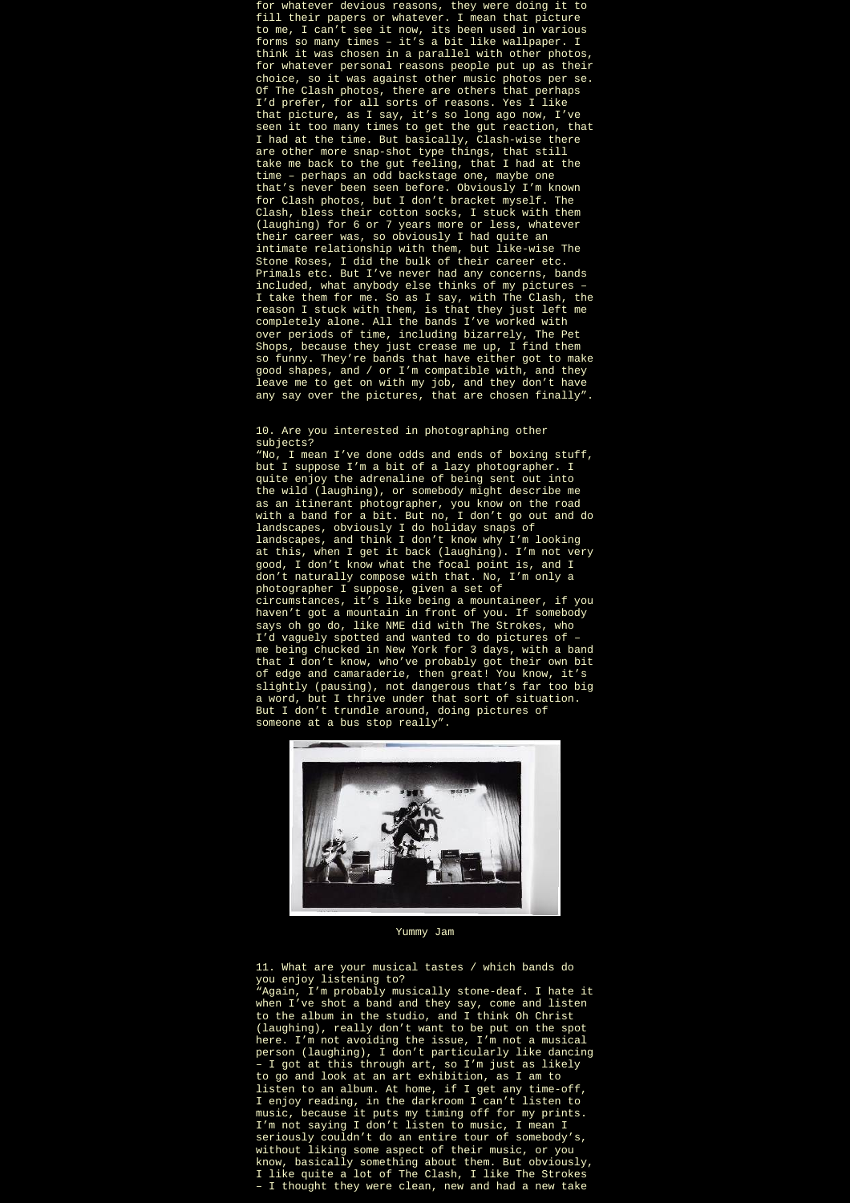for whatever devious reasons, they were doing it to fill their papers or whatever. I mean that picture to me, I can't see it now, its been used in various forms so many times – it's a bit like wallpaper. I think it was chosen in a parallel with other photos, for whatever personal reasons people put up as their choice, so it was against other music photos per se. Of The Clash photos, there are others that perhaps I'd prefer, for all sorts of reasons. Yes I like that picture, as I say, it's so long ago now, I've seen it too many times to get the gut reaction, that I had at the time. But basically, Clash-wise there are other more snap-shot type things, that still take me back to the gut feeling, that I had at the time – perhaps an odd backstage one, maybe one that's never been seen before. Obviously I'm known for Clash photos, but I don't bracket myself. The Clash, bless their cotton socks, I stuck with them (laughing) for 6 or 7 years more or less, whatever their career was, so obviously I had quite an intimate relationship with them, but like-wise The Stone Roses, I did the bulk of their career etc. Primals etc. But I've never had any concerns, bands included, what anybody else thinks of my pictures – I take them for me. So as I say, with The Clash, the reason I stuck with them, is that they just left me completely alone. All the bands I've worked with over periods of time, including bizarrely, The Pet Shops, because they just crease me up, I find them so funny. They're bands that have either got to make good shapes, and / or I'm compatible with, and they leave me to get on with my job, and they don't have any say over the pictures, that are chosen finally".

10. Are you interested in photographing other subjects?
"No, I mean I've done odds and ends of boxing stuff, but I suppose I'm a bit of a lazy photographer. I quite enjoy the adrenaline of being sent out into the wild (laughing), or somebody might describe me as an itinerant photographer, you know on the road with a band for a bit. But no, I don't go out and do landscapes, obviously I do holiday snaps of landscapes, and think I don't know why I'm looking at this, when I get it back (laughing). I'm not very good, I don't know what the focal point is, and I don't naturally compose with that. No, I'm only a photographer I suppose, given a set of circumstances, it's like being a mountaineer, if you haven't got a mountain in front of you. If somebody says oh go do, like NME did with The Strokes, who I'd vaguely spotted and wanted to do pictures of – me being chucked in New York for 3 days, with a band that I don't know, who've probably got their own bit of edge and camaraderie, then great! You know, it's slightly (pausing), not dangerous that's far too big a word, but I thrive under that sort of situation. But I don't trundle around, doing pictures of someone at a bus stop really".

Yummy Jam

11. What are your musical tastes / which bands do you enjoy listening to?
"Again, I'm probably musically stone-deaf. I hate it when I've shot a band and they say, come and listen to the album in the studio, and I think Oh Christ (laughing), really don't want to be put on the spot here. I'm not avoiding the issue, I'm not a musical person (laughing), I don't particularly like dancing – I got at this through art, so I'm just as likely to go and look at an art exhibition, as I am to listen to an album. At home, if I get any time-off, I enjoy reading, in the darkroom I can't listen to music, because it puts my timing off for my prints. I'm not saying I don't listen to music, I mean I seriously couldn't do an entire tour of somebody's, without liking some aspect of their music, or you know, basically something about them. But obviously, I like quite a lot of The Clash, I like The Strokes – I thought they were clean, new and had a new take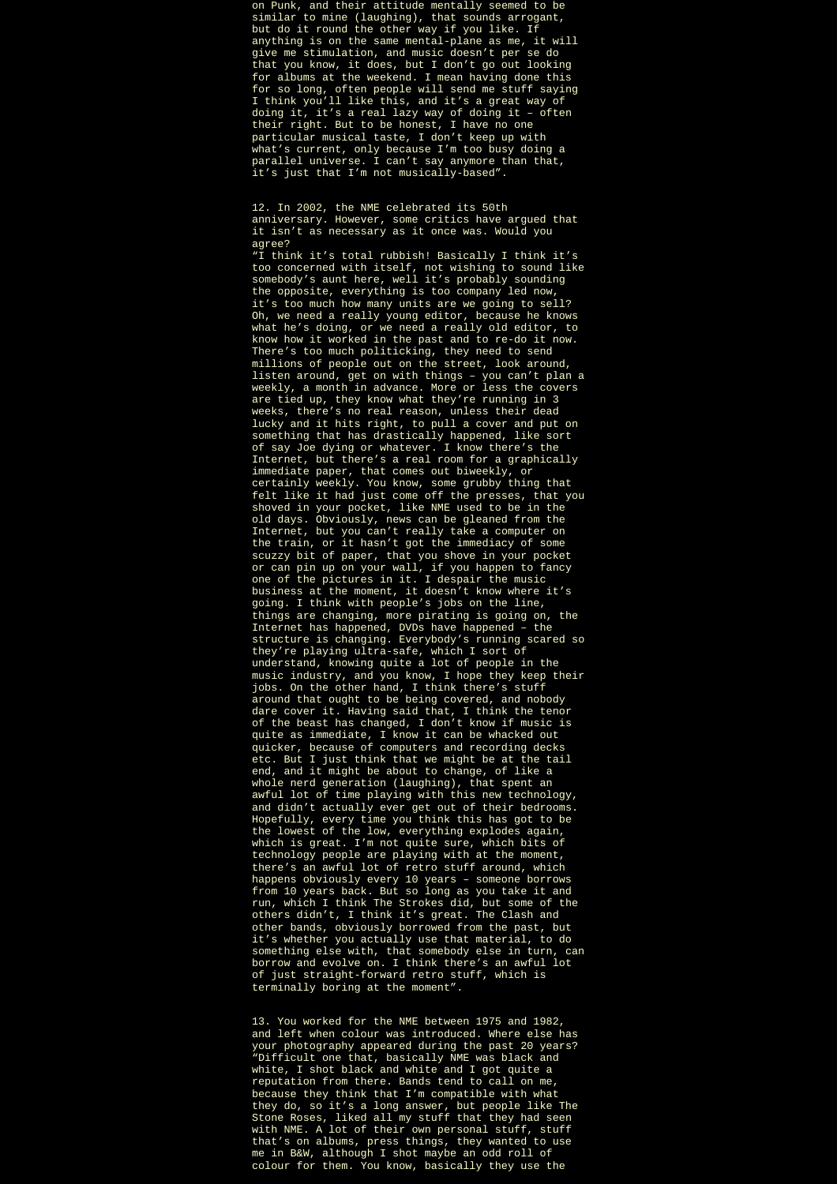on Punk, and their attitude mentally seemed to be similar to mine (laughing), that sounds arrogant, but do it round the other way if you like. If anything is on the same mental-plane as me, it will give me stimulation, and music doesn't per se do that you know, it does, but I don't go out looking for albums at the weekend. I mean having done this for so long, often people will send me stuff saying I think you'll like this, and it's a great way of doing it, it's a real lazy way of doing it – often their right. But to be honest, I have no one particular musical taste, I don't keep up with what's current, only because I'm too busy doing a parallel universe. I can't say anymore than that, it's just that I'm not musically-based".

12. In 2002, the NME celebrated its 50th anniversary. However, some critics have argued that it isn't as necessary as it once was. Would you agree?
"I think it's total rubbish! Basically I think it's too concerned with itself, not wishing to sound like somebody's aunt here, well it's probably sounding the opposite, everything is too company led now, it's too much how many units are we going to sell? Oh, we need a really young editor, because he knows what he's doing, or we need a really old editor, to know how it worked in the past and to re-do it now. There's too much politicking, they need to send millions of people out on the street, look around, listen around, get on with things – you can't plan a weekly, a month in advance. More or less the covers are tied up, they know what they're running in 3 weeks, there's no real reason, unless their dead lucky and it hits right, to pull a cover and put on something that has drastically happened, like sort of say Joe dying or whatever. I know there's the Internet, but there's a real room for a graphically immediate paper, that comes out biweekly, or certainly weekly. You know, some grubby thing that felt like it had just come off the presses, that you shoved in your pocket, like NME used to be in the old days. Obviously, news can be gleaned from the Internet, but you can't really take a computer on the train, or it hasn't got the immediacy of some scuzzy bit of paper, that you shove in your pocket or can pin up on your wall, if you happen to fancy one of the pictures in it. I despair the music business at the moment, it doesn't know where it's going. I think with people's jobs on the line, things are changing, more pirating is going on, the Internet has happened, DVDs have happened – the structure is changing. Everybody's running scared so they're playing ultra-safe, which I sort of understand, knowing quite a lot of people in the music industry, and you know, I hope they keep their jobs. On the other hand, I think there's stuff around that ought to be being covered, and nobody dare cover it. Having said that, I think the tenor of the beast has changed, I don't know if music is quite as immediate, I know it can be whacked out quicker, because of computers and recording decks etc. But I just think that we might be at the tail end, and it might be about to change, of like a whole nerd generation (laughing), that spent an awful lot of time playing with this new technology, and didn't actually ever get out of their bedrooms. Hopefully, every time you think this has got to be the lowest of the low, everything explodes again, which is great. I'm not quite sure, which bits of technology people are playing with at the moment, there's an awful lot of retro stuff around, which happens obviously every 10 years – someone borrows from 10 years back. But so long as you take it and run, which I think The Strokes did, but some of the others didn't, I think it's great. The Clash and other bands, obviously borrowed from the past, but it's whether you actually use that material, to do something else with, that somebody else in turn, can borrow and evolve on. I think there's an awful lot of just straight-forward retro stuff, which is terminally boring at the moment".

13. You worked for the NME between 1975 and 1982, and left when colour was introduced. Where else has your photography appeared during the past 20 years?
"Difficult one that, basically NME was black and white, I shot black and white and I got quite a reputation from there. Bands tend to call on me, because they think that I'm compatible with what they do, so it's a long answer, but people like The Stone Roses, liked all my stuff that they had seen with NME. A lot of their own personal stuff, stuff that's on albums, press things, they wanted to use me in B&W, although I shot maybe an odd roll of colour for them. You know, basically they use the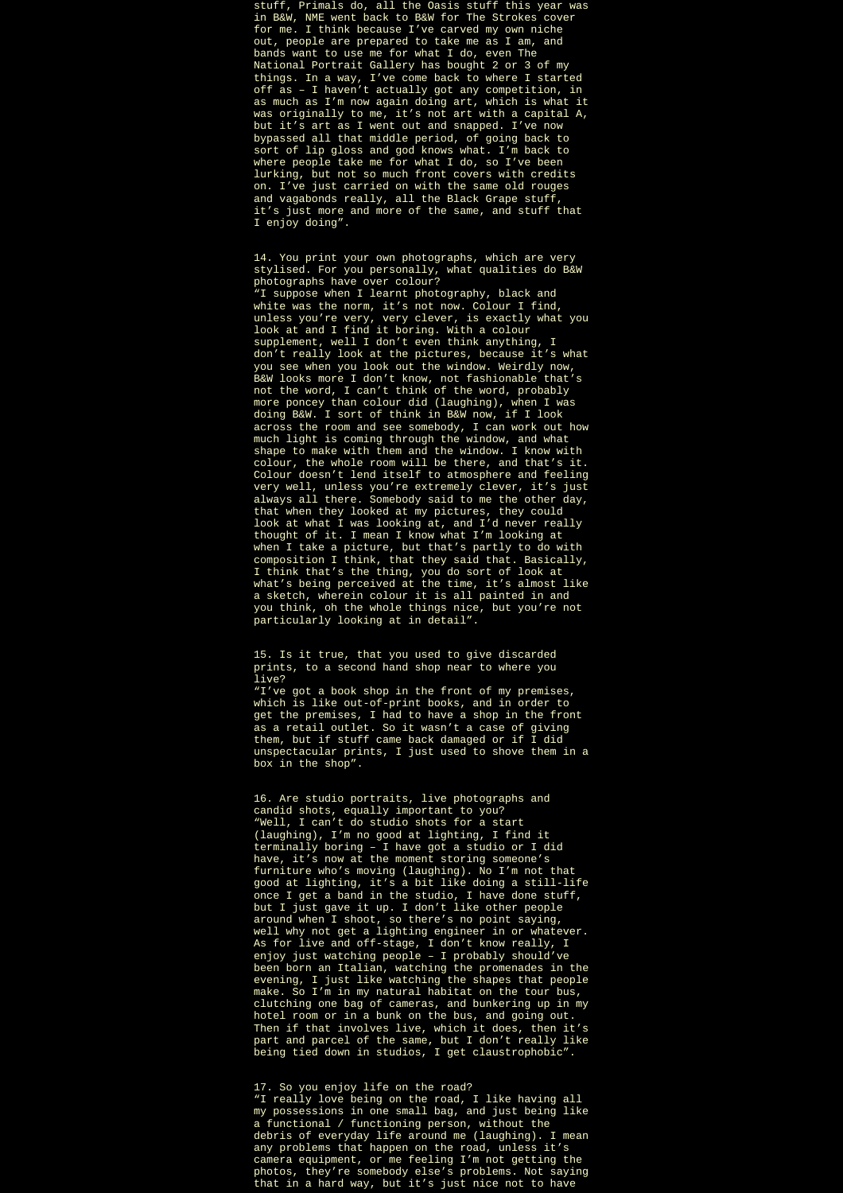stuff, Primals do, all the Oasis stuff this year was in B&W, NME went back to B&W for The Strokes cover for me. I think because I've carved my own niche out, people are prepared to take me as I am, and bands want to use me for what I do, even The National Portrait Gallery has bought 2 or 3 of my things. In a way, I've come back to where I started off as – I haven't actually got any competition, in as much as I'm now again doing art, which is what it was originally to me, it's not art with a capital A, but it's art as I went out and snapped. I've now bypassed all that middle period, of going back to sort of lip gloss and god knows what. I'm back to where people take me for what I do, so I've been lurking, but not so much front covers with credits on. I've just carried on with the same old rouges and vagabonds really, all the Black Grape stuff, it's just more and more of the same, and stuff that I enjoy doing".

14. You print your own photographs, which are very stylised. For you personally, what qualities do B&W photographs have over colour?
"I suppose when I learnt photography, black and white was the norm, it's not now. Colour I find, unless you're very, very clever, is exactly what you look at and I find it boring. With a colour supplement, well I don't even think anything, I don't really look at the pictures, because it's what you see when you look out the window. Weirdly now, B&W looks more I don't know, not fashionable that's not the word, I can't think of the word, probably more poncey than colour did (laughing), when I was doing B&W. I sort of think in B&W now, if I look across the room and see somebody, I can work out how much light is coming through the window, and what shape to make with them and the window. I know with colour, the whole room will be there, and that's it. Colour doesn't lend itself to atmosphere and feeling very well, unless you're extremely clever, it's just always all there. Somebody said to me the other day, that when they looked at my pictures, they could look at what I was looking at, and I'd never really thought of it. I mean I know what I'm looking at when I take a picture, but that's partly to do with composition I think, that they said that. Basically, I think that's the thing, you do sort of look at what's being perceived at the time, it's almost like a sketch, wherein colour it is all painted in and you think, oh the whole things nice, but you're not particularly looking at in detail".

15. Is it true, that you used to give discarded prints, to a second hand shop near to where you live?
"I've got a book shop in the front of my premises, which is like out-of-print books, and in order to get the premises, I had to have a shop in the front as a retail outlet. So it wasn't a case of giving them, but if stuff came back damaged or if I did unspectacular prints, I just used to shove them in a box in the shop".

16. Are studio portraits, live photographs and candid shots, equally important to you?
"Well, I can't do studio shots for a start (laughing), I'm no good at lighting, I find it terminally boring – I have got a studio or I did have, it's now at the moment storing someone's furniture who's moving (laughing). No I'm not that good at lighting, it's a bit like doing a still-life once I get a band in the studio, I have done stuff, but I just gave it up. I don't like other people around when I shoot, so there's no point saying, well why not get a lighting engineer in or whatever. As for live and off-stage, I don't know really, I enjoy just watching people – I probably should've been born an Italian, watching the promenades in the evening, I just like watching the shapes that people make. So I'm in my natural habitat on the tour bus, clutching one bag of cameras, and bunkering up in my hotel room or in a bunk on the bus, and going out. Then if that involves live, which it does, then it's part and parcel of the same, but I don't really like being tied down in studios, I get claustrophobic".

17. So you enjoy life on the road?
"I really love being on the road, I like having all my possessions in one small bag, and just being like a functional / functioning person, without the debris of everyday life around me (laughing). I mean any problems that happen on the road, unless it's camera equipment, or me feeling I'm not getting the photos, they're somebody else's problems. Not saying that in a hard way, but it's just nice not to have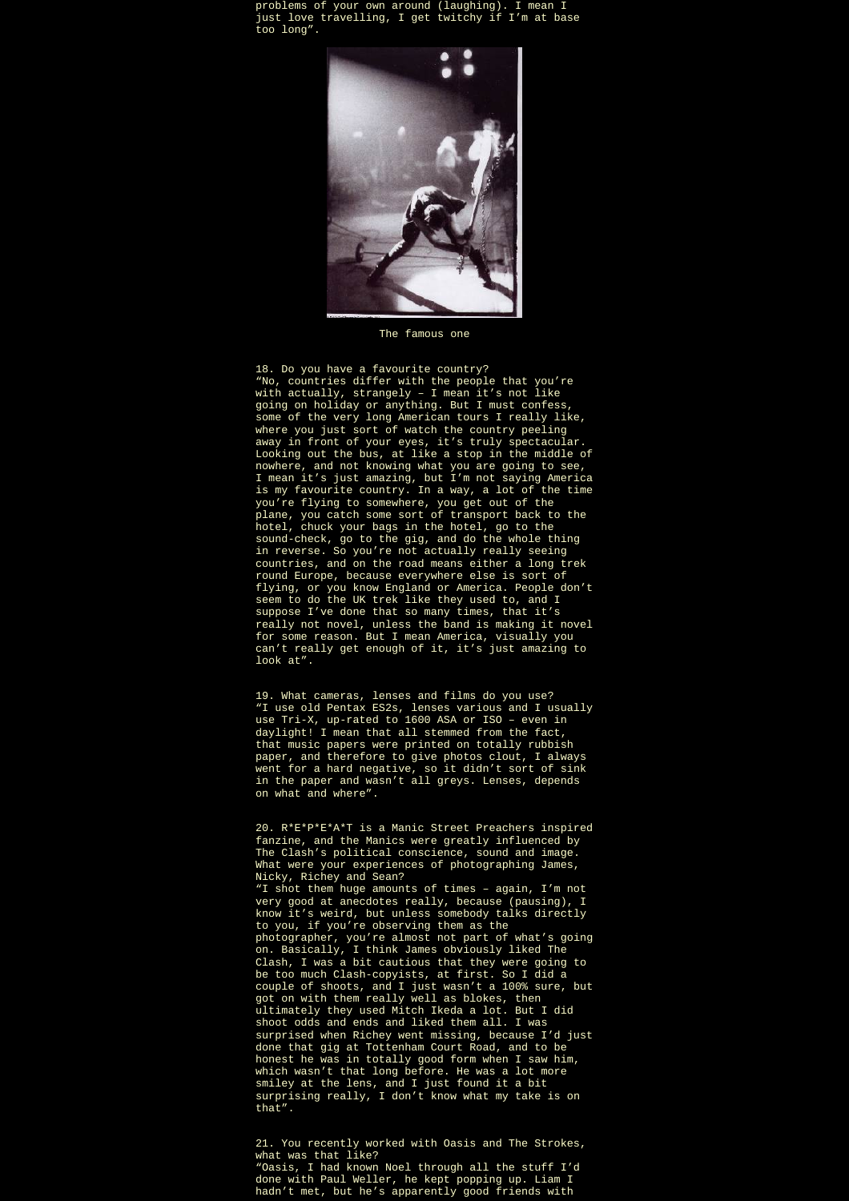problems of your own around (laughing). I mean I just love travelling, I get twitchy if I'm at base too long".

The famous one

18. Do you have a favourite country?
"No, countries differ with the people that you're with actually, strangely – I mean it's not like going on holiday or anything. But I must confess, some of the very long American tours I really like, where you just sort of watch the country peeling away in front of your eyes, it's truly spectacular. Looking out the bus, at like a stop in the middle of nowhere, and not knowing what you are going to see, I mean it's just amazing, but I'm not saying America is my favourite country. In a way, a lot of the time you're flying to somewhere, you get out of the plane, you catch some sort of transport back to the hotel, chuck your bags in the hotel, go to the sound-check, go to the gig, and do the whole thing in reverse. So you're not actually really seeing countries, and on the road means either a long trek round Europe, because everywhere else is sort of flying, or you know England or America. People don't seem to do the UK trek like they used to, and I suppose I've done that so many times, that it's really not novel, unless the band is making it novel for some reason. But I mean America, visually you can't really get enough of it, it's just amazing to look at".

19. What cameras, lenses and films do you use?
"I use old Pentax ES2s, lenses various and I usually use Tri-X, up-rated to 1600 ASA or ISO – even in daylight! I mean that all stemmed from the fact, that music papers were printed on totally rubbish paper, and therefore to give photos clout, I always went for a hard negative, so it didn't sort of sink in the paper and wasn't all greys. Lenses, depends on what and where".

20. R*E*P*E*A*T is a Manic Street Preachers inspired fanzine, and the Manics were greatly influenced by The Clash's political conscience, sound and image. What were your experiences of photographing James, Nicky, Richey and Sean?
"I shot them huge amounts of times – again, I'm not very good at anecdotes really, because (pausing), I know it's weird, but unless somebody talks directly to you, if you're observing them as the photographer, you're almost not part of what's going on. Basically, I think James obviously liked The Clash, I was a bit cautious that they were going to be too much Clash-copyists, at first. So I did a couple of shoots, and I just wasn't a 100% sure, but got on with them really well as blokes, then ultimately they used Mitch Ikeda a lot. But I did shoot odds and ends and liked them all. I was surprised when Richey went missing, because I'd just done that gig at Tottenham Court Road, and to be honest he was in totally good form when I saw him, which wasn't that long before. He was a lot more smiley at the lens, and I just found it a bit surprising really, I don't know what my take is on that".

21. You recently worked with Oasis and The Strokes, what was that like?
"Oasis, I had known Noel through all the stuff I'd done with Paul Weller, he kept popping up. Liam I hadn't met, but he's apparently good friends with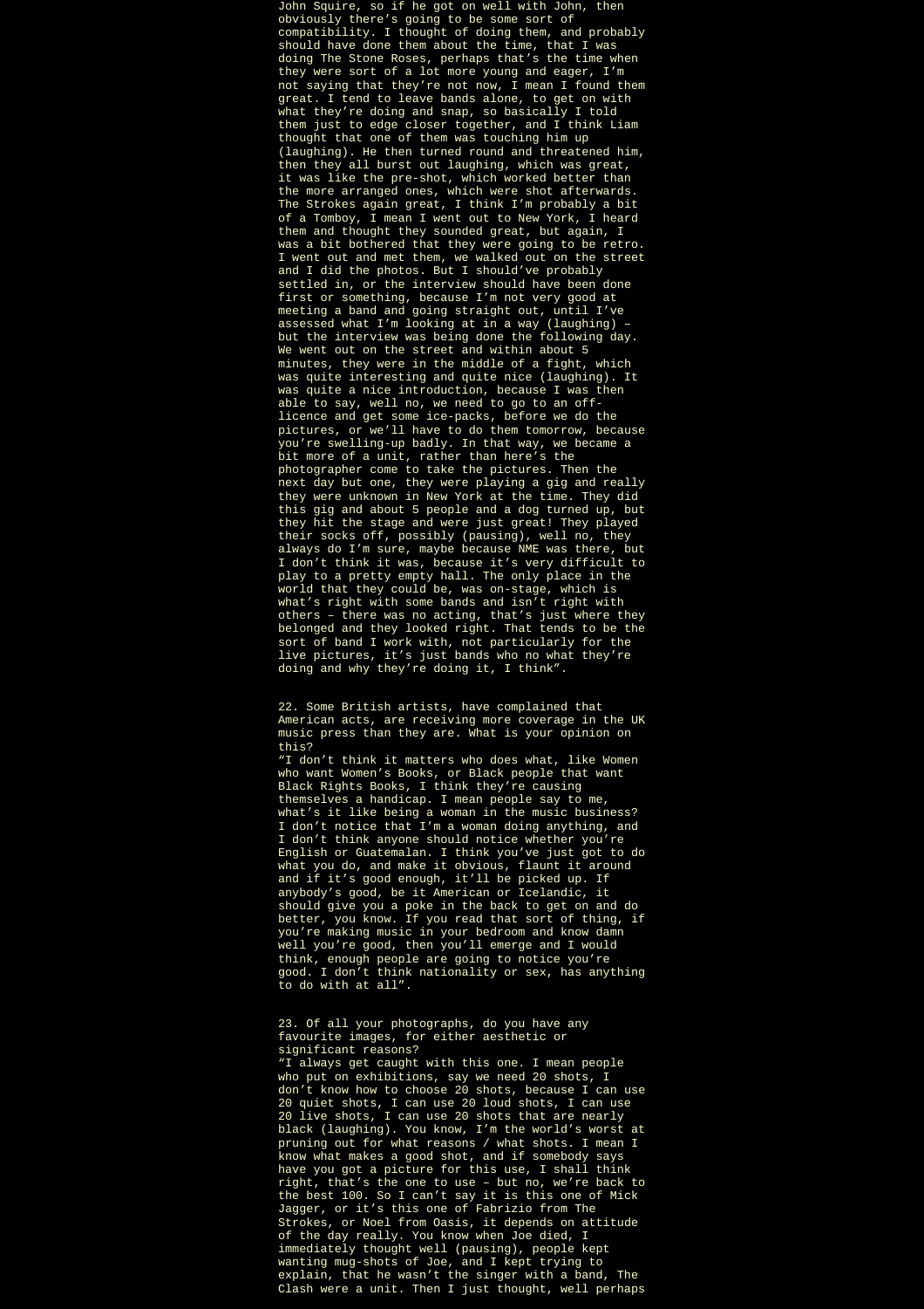John Squire, so if he got on well with John, then obviously there's going to be some sort of compatibility. I thought of doing them, and probably should have done them about the time, that I was doing The Stone Roses, perhaps that's the time when they were sort of a lot more young and eager, I'm not saying that they're not now, I mean I found them great. I tend to leave bands alone, to get on with what they're doing and snap, so basically I told them just to edge closer together, and I think Liam thought that one of them was touching him up (laughing). He then turned round and threatened him, then they all burst out laughing, which was great, it was like the pre-shot, which worked better than the more arranged ones, which were shot afterwards. The Strokes again great, I think I'm probably a bit of a Tomboy, I mean I went out to New York, I heard them and thought they sounded great, but again, I was a bit bothered that they were going to be retro. I went out and met them, we walked out on the street and I did the photos. But I should've probably settled in, or the interview should have been done first or something, because I'm not very good at meeting a band and going straight out, until I've assessed what I'm looking at in a way (laughing) – but the interview was being done the following day. We went out on the street and within about 5 minutes, they were in the middle of a fight, which was quite interesting and quite nice (laughing). It was quite a nice introduction, because I was then able to say, well no, we need to go to an off-licence and get some ice-packs, before we do the pictures, or we'll have to do them tomorrow, because you're swelling-up badly. In that way, we became a bit more of a unit, rather than here's the photographer come to take the pictures. Then the next day but one, they were playing a gig and really they were unknown in New York at the time. They did this gig and about 5 people and a dog turned up, but they hit the stage and were just great! They played their socks off, possibly (pausing), well no, they always do I'm sure, maybe because NME was there, but I don't think it was, because it's very difficult to play to a pretty empty hall. The only place in the world that they could be, was on-stage, which is what's right with some bands and isn't right with others – there was no acting, that's just where they belonged and they looked right. That tends to be the sort of band I work with, not particularly for the live pictures, it's just bands who no what they're doing and why they're doing it, I think".

22. Some British artists, have complained that American acts, are receiving more coverage in the UK music press than they are. What is your opinion on this?
"I don't think it matters who does what, like Women who want Women's Books, or Black people that want Black Rights Books, I think they're causing themselves a handicap. I mean people say to me, what's it like being a woman in the music business? I don't notice that I'm a woman doing anything, and I don't think anyone should notice whether you're English or Guatemalan. I think you've just got to do what you do, and make it obvious, flaunt it around and if it's good enough, it'll be picked up. If anybody's good, be it American or Icelandic, it should give you a poke in the back to get on and do better, you know. If you read that sort of thing, if you're making music in your bedroom and know damn well you're good, then you'll emerge and I would think, enough people are going to notice you're good. I don't think nationality or sex, has anything to do with at all".

23. Of all your photographs, do you have any favourite images, for either aesthetic or significant reasons?
"I always get caught with this one. I mean people who put on exhibitions, say we need 20 shots, I don't know how to choose 20 shots, because I can use 20 quiet shots, I can use 20 loud shots, I can use 20 live shots, I can use 20 shots that are nearly black (laughing). You know, I'm the world's worst at pruning out for what reasons / what shots. I mean I know what makes a good shot, and if somebody says have you got a picture for this use, I shall think right, that's the one to use – but no, we're back to the best 100. So I can't say it is this one of Mick Jagger, or it's this one of Fabrizio from The Strokes, or Noel from Oasis, it depends on attitude of the day really. You know when Joe died, I immediately thought well (pausing), people kept wanting mug-shots of Joe, and I kept trying to explain, that he wasn't the singer with a band, The Clash were a unit. Then I just thought, well perhaps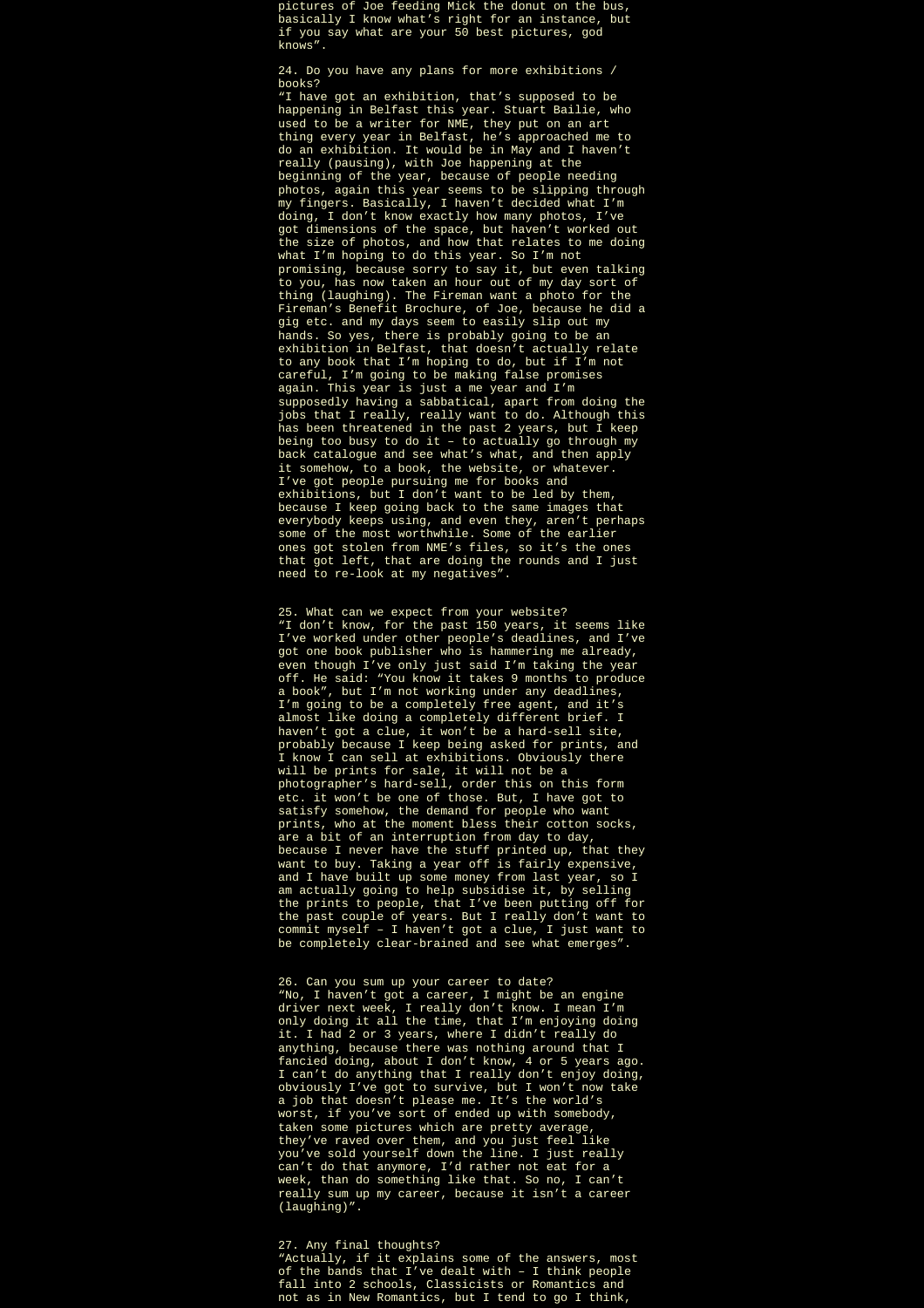pictures of Joe feeding Mick the donut on the bus, basically I know what's right for an instance, but if you say what are your 50 best pictures, god knows".

24. Do you have any plans for more exhibitions / books?

"I have got an exhibition, that's supposed to be happening in Belfast this year. Stuart Bailie, who used to be a writer for NME, they put on an art thing every year in Belfast, he's approached me to do an exhibition. It would be in May and I haven't really (pausing), with Joe happening at the beginning of the year, because of people needing photos, again this year seems to be slipping through my fingers. Basically, I haven't decided what I'm doing, I don't know exactly how many photos, I've got dimensions of the space, but haven't worked out the size of photos, and how that relates to me doing what I'm hoping to do this year. So I'm not promising, because sorry to say it, but even talking to you, has now taken an hour out of my day sort of thing (laughing). The Fireman want a photo for the Fireman's Benefit Brochure, of Joe, because he did a gig etc. and my days seem to easily slip out my hands. So yes, there is probably going to be an exhibition in Belfast, that doesn't actually relate to any book that I'm hoping to do, but if I'm not careful, I'm going to be making false promises again. This year is just a me year and I'm supposedly having a sabbatical, apart from doing the jobs that I really, really want to do. Although this has been threatened in the past 2 years, but I keep being too busy to do it – to actually go through my back catalogue and see what's what, and then apply it somehow, to a book, the website, or whatever. I've got people pursuing me for books and exhibitions, but I don't want to be led by them, because I keep going back to the same images that everybody keeps using, and even they, aren't perhaps some of the most worthwhile. Some of the earlier ones got stolen from NME's files, so it's the ones that got left, that are doing the rounds and I just need to re-look at my negatives".

25. What can we expect from your website?

"I don't know, for the past 150 years, it seems like I've worked under other people's deadlines, and I've got one book publisher who is hammering me already, even though I've only just said I'm taking the year off. He said: "You know it takes 9 months to produce a book", but I'm not working under any deadlines, I'm going to be a completely free agent, and it's almost like doing a completely different brief. I haven't got a clue, it won't be a hard-sell site, probably because I keep being asked for prints, and I know I can sell at exhibitions. Obviously there will be prints for sale, it will not be a photographer's hard-sell, order this on this form etc. it won't be one of those. But, I have got to satisfy somehow, the demand for people who want prints, who at the moment bless their cotton socks, are a bit of an interruption from day to day, because I never have the stuff printed up, that they want to buy. Taking a year off is fairly expensive, and I have built up some money from last year, so I am actually going to help subsidise it, by selling the prints to people, that I've been putting off for the past couple of years. But I really don't want to commit myself – I haven't got a clue, I just want to be completely clear-brained and see what emerges".

26. Can you sum up your career to date?

"No, I haven't got a career, I might be an engine driver next week, I really don't know. I mean I'm only doing it all the time, that I'm enjoying doing it. I had 2 or 3 years, where I didn't really do anything, because there was nothing around that I fancied doing, about I don't know, 4 or 5 years ago. I can't do anything that I really don't enjoy doing, obviously I've got to survive, but I won't now take a job that doesn't please me. It's the world's worst, if you've sort of ended up with somebody, taken some pictures which are pretty average, they've raved over them, and you just feel like you've sold yourself down the line. I just really can't do that anymore, I'd rather not eat for a week, than do something like that. So no, I can't really sum up my career, because it isn't a career (laughing)".

27. Any final thoughts?

"Actually, if it explains some of the answers, most of the bands that I've dealt with – I think people fall into 2 schools, Classicists or Romantics and not as in New Romantics, but I tend to go I think,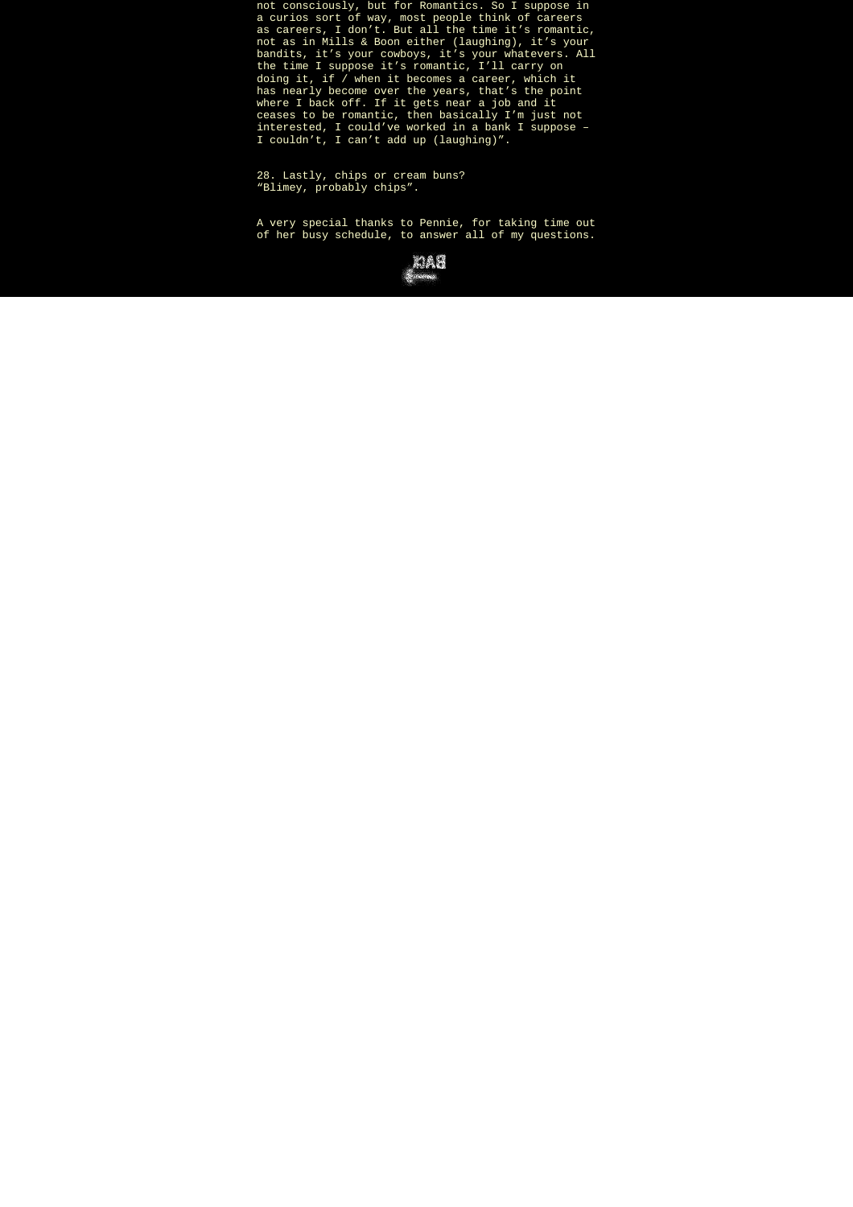not consciously, but for Romantics. So I suppose in a curios sort of way, most people think of careers as careers, I don't. But all the time it's romantic, not as in Mills & Boon either (laughing), it's your bandits, it's your cowboys, it's your whatevers. All the time I suppose it's romantic, I'll carry on doing it, if / when it becomes a career, which it has nearly become over the years, that's the point where I back off. If it gets near a job and it ceases to be romantic, then basically I'm just not interested, I could've worked in a bank I suppose – I couldn't, I can't add up (laughing)".

28. Lastly, chips or cream buns?
"Blimey, probably chips".

A very special thanks to Pennie, for taking time out of her busy schedule, to answer all of my questions.